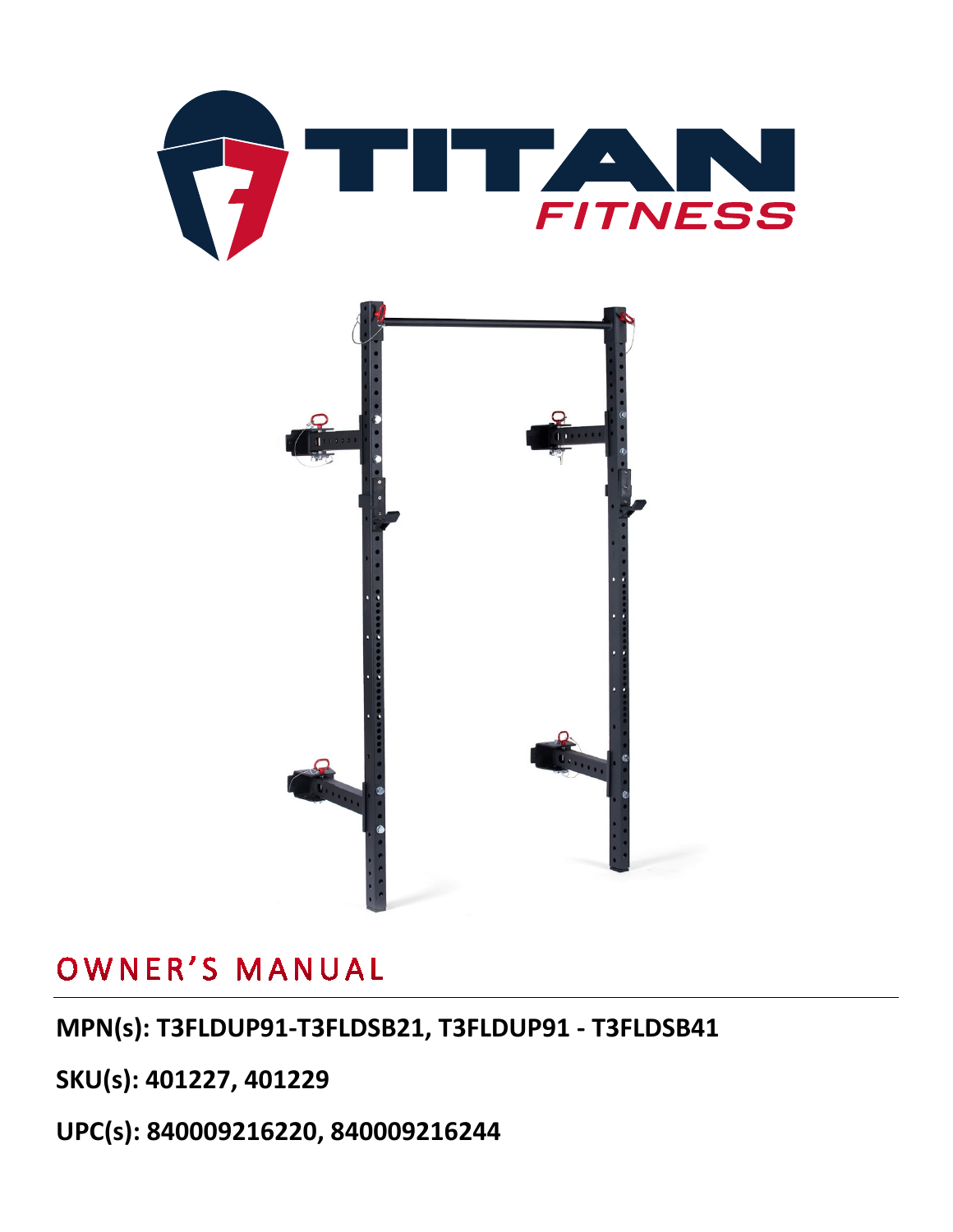# OWNER'S MANUAL

**MPN(s): T3FLDUP91-T3FLDSB21, T3FLDUP91 - T3FLDSB41**

**SKU(s): 401227, 401229**

**UPC(s): 840009216220, 840009216244**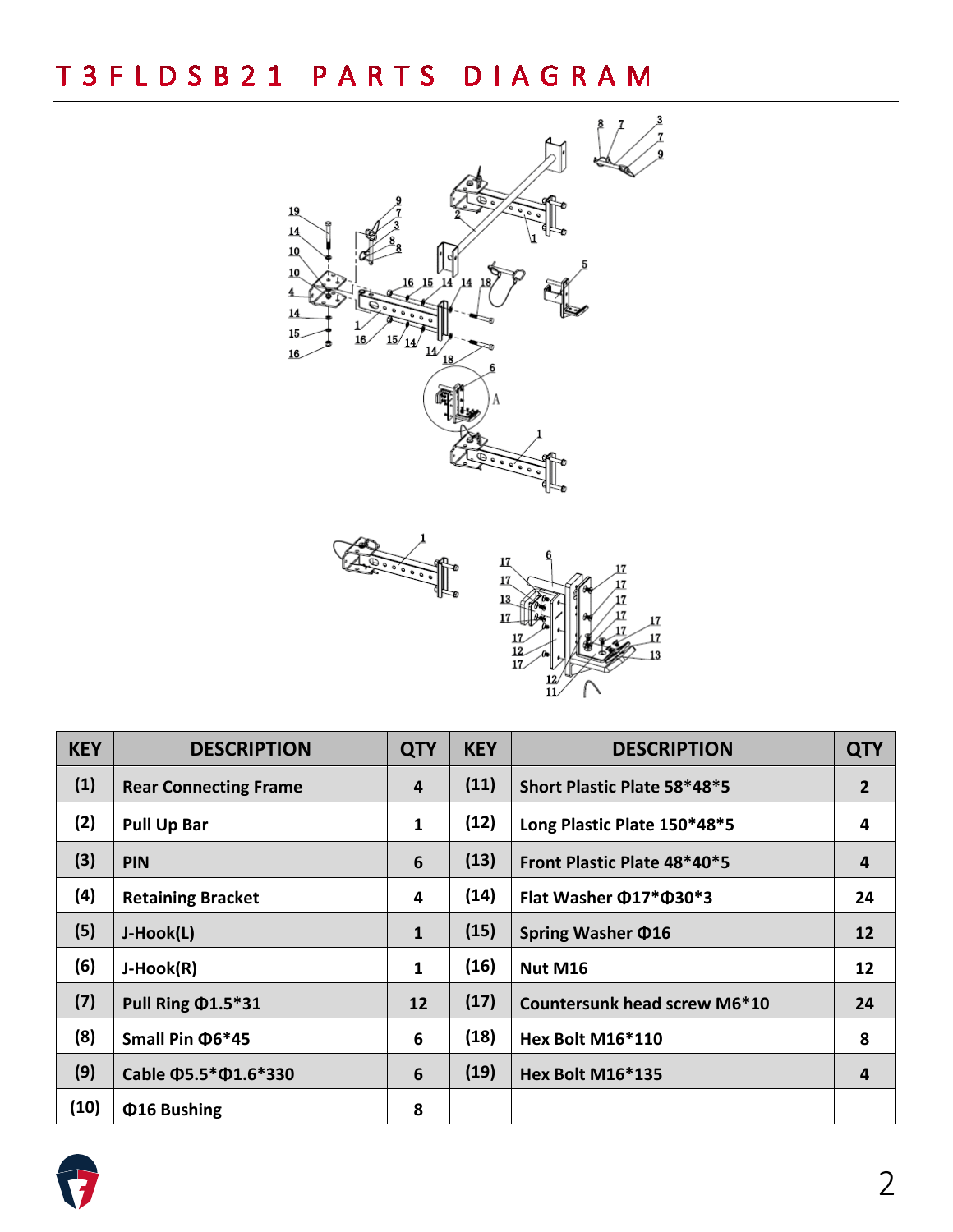# T3FLDSB21 PARTS DIAGRAM

| KEY | DESCRIPTION | QTY | KEY | DESCRIPTION | QTY |
|---|---|---|---|---|---|
| (1) | Rear Connecting Frame | 4 | (11) | Short Plastic Plate 58*48*5 | 2 |
| (2) | Pull Up Bar | 1 | (12) | Long Plastic Plate 150*48*5 | 4 |
| (3) | PIN | 6 | (13) | Front Plastic Plate 48*40*5 | 4 |
| (4) | Retaining Bracket | 4 | (14) | Flat Washer Φ17*Φ30*3 | 24 |
| (5) | J-Hook(L) | 1 | (15) | Spring Washer Φ16 | 12 |
| (6) | J-Hook(R) | 1 | (16) | Nut M16 | 12 |
| (7) | Pull Ring Φ1.5*31 | 12 | (17) | Countersunk head screw M6*10 | 24 |
| (8) | Small Pin Φ6*45 | 6 | (18) | Hex Bolt M16*110 | 8 |
| (9) | Cable Φ5.5*Φ1.6*330 | 6 | (19) | Hex Bolt M16*135 | 4 |
| (10) | Φ16 Bushing | 8 | | | |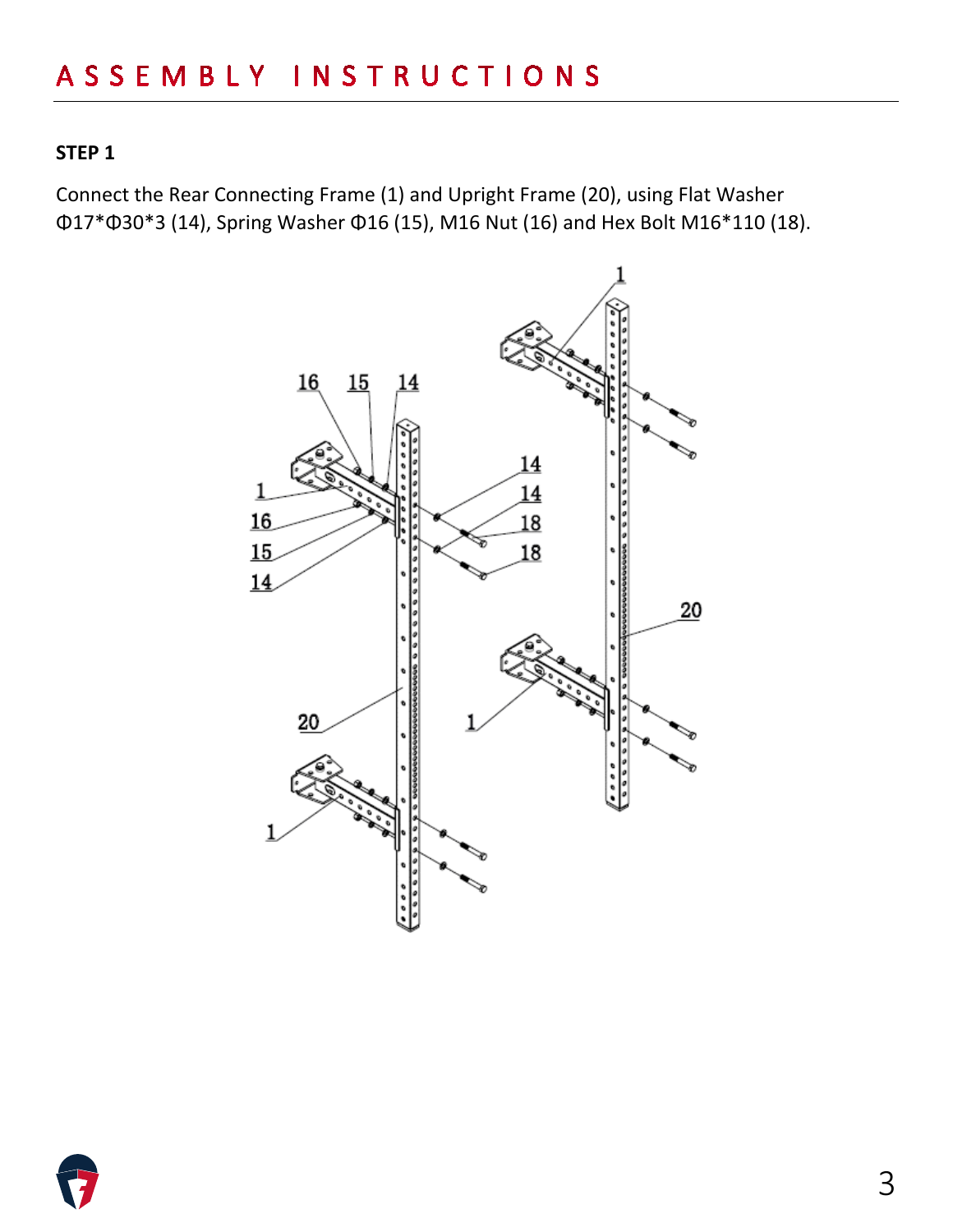# ASSEMBLY INSTRUCTIONS

**STEP 1**

Connect the Rear Connecting Frame (1) and Upright Frame (20), using Flat Washer Φ17*Φ30*3 (14), Spring Washer Φ16 (15), M16 Nut (16) and Hex Bolt M16*110 (18).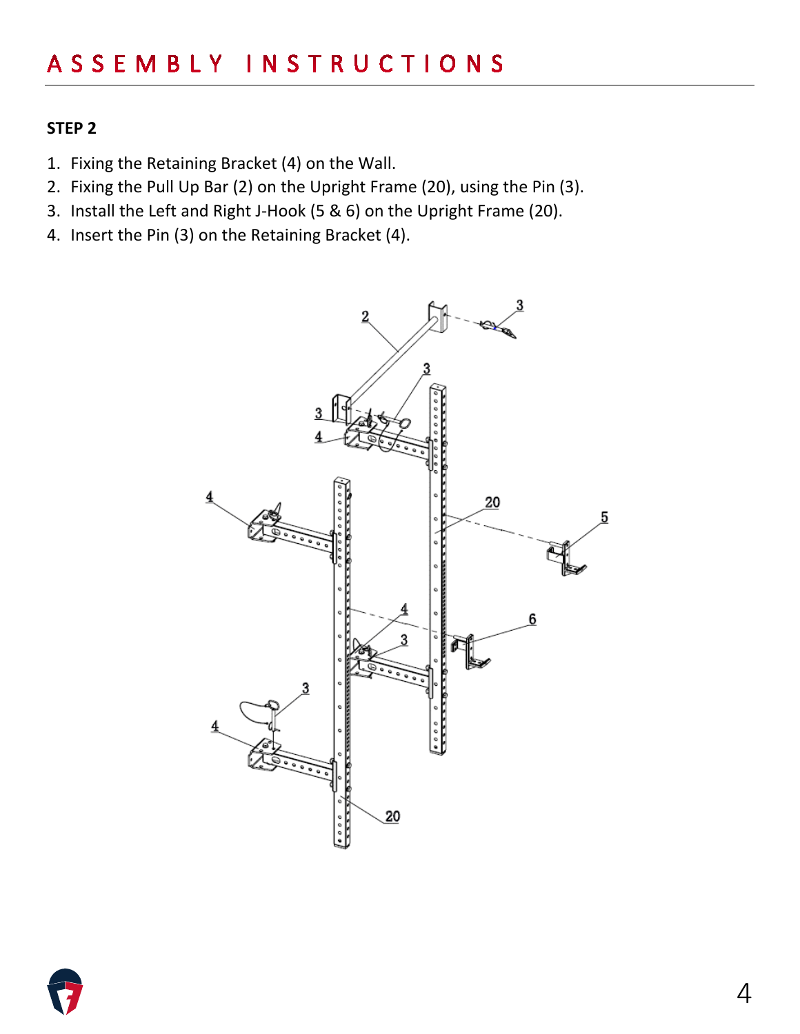# ASSEMBLY INSTRUCTIONS

**STEP 2**

1. Fixing the Retaining Bracket (4) on the Wall.
2. Fixing the Pull Up Bar (2) on the Upright Frame (20), using the Pin (3).
3. Install the Left and Right J-Hook (5 & 6) on the Upright Frame (20).
4. Insert the Pin (3) on the Retaining Bracket (4).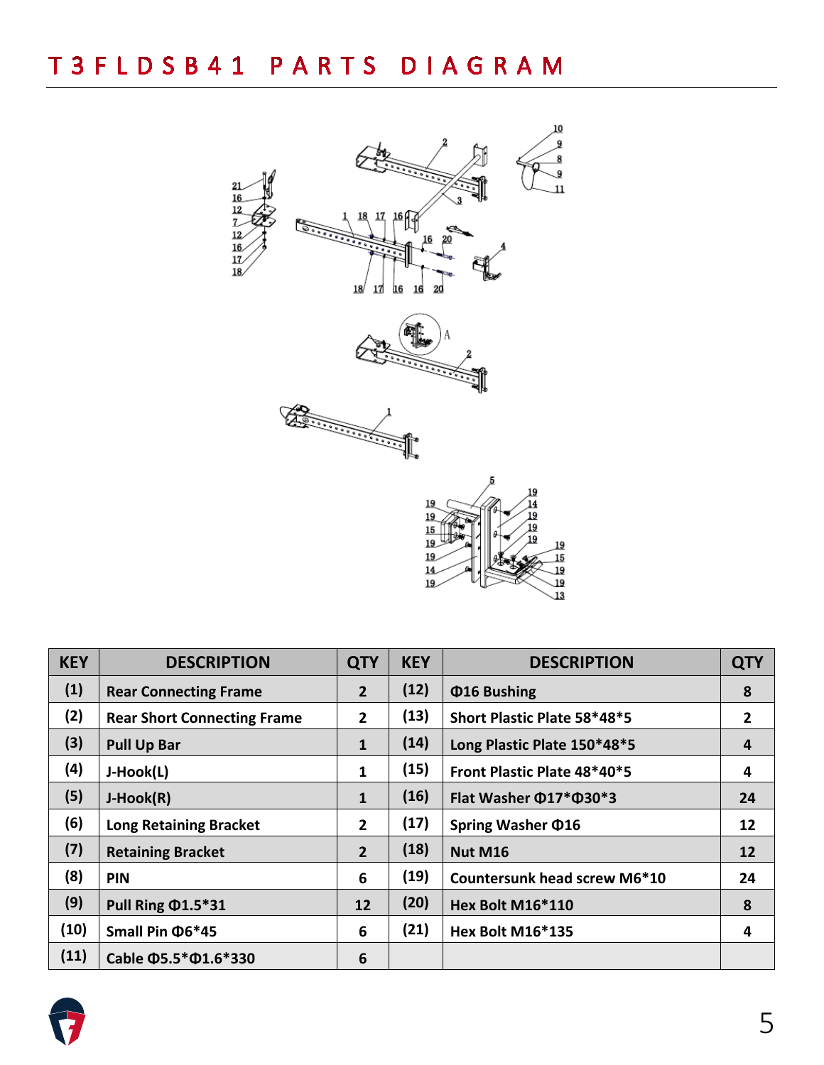# T3FLDSB41 PARTS DIAGRAM

| KEY | DESCRIPTION | QTY | KEY | DESCRIPTION | QTY |
|---|---|---|---|---|---|
| (1) | Rear Connecting Frame | 2 | (12) | Φ16 Bushing | 8 |
| (2) | Rear Short Connecting Frame | 2 | (13) | Short Plastic Plate 58*48*5 | 2 |
| (3) | Pull Up Bar | 1 | (14) | Long Plastic Plate 150*48*5 | 4 |
| (4) | J-Hook(L) | 1 | (15) | Front Plastic Plate 48*40*5 | 4 |
| (5) | J-Hook(R) | 1 | (16) | Flat Washer Φ17*Φ30*3 | 24 |
| (6) | Long Retaining Bracket | 2 | (17) | Spring Washer Φ16 | 12 |
| (7) | Retaining Bracket | 2 | (18) | Nut M16 | 12 |
| (8) | PIN | 6 | (19) | Countersunk head screw M6*10 | 24 |
| (9) | Pull Ring Φ1.5*31 | 12 | (20) | Hex Bolt M16*110 | 8 |
| (10) | Small Pin Φ6*45 | 6 | (21) | Hex Bolt M16*135 | 4 |
| (11) | Cable Φ5.5*Φ1.6*330 | 6 | | | |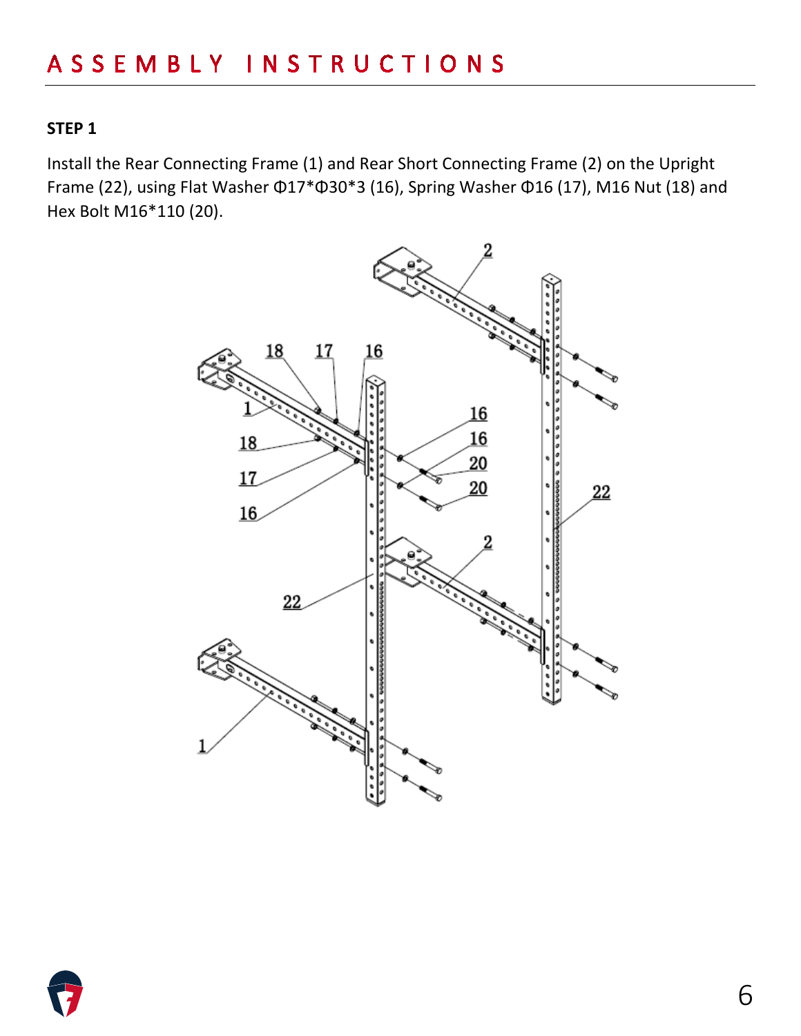# ASSEMBLY INSTRUCTIONS

**STEP 1**

Install the Rear Connecting Frame (1) and Rear Short Connecting Frame (2) on the Upright Frame (22), using Flat Washer Φ17*Φ30*3 (16), Spring Washer Φ16 (17), M16 Nut (18) and Hex Bolt M16*110 (20).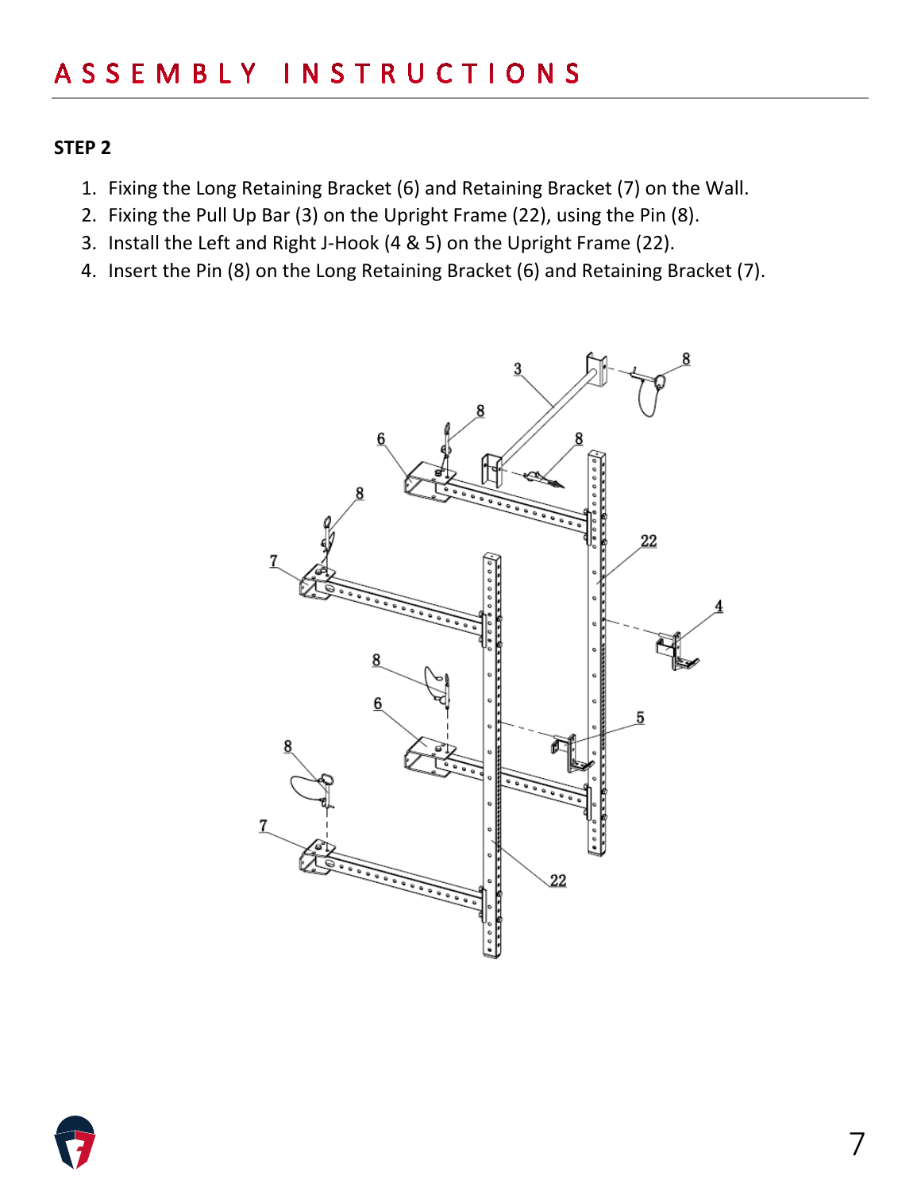# ASSEMBLY INSTRUCTIONS

**STEP 2**

1. Fixing the Long Retaining Bracket (6) and Retaining Bracket (7) on the Wall.
2. Fixing the Pull Up Bar (3) on the Upright Frame (22), using the Pin (8).
3. Install the Left and Right J-Hook (4 & 5) on the Upright Frame (22).
4. Insert the Pin (8) on the Long Retaining Bracket (6) and Retaining Bracket (7).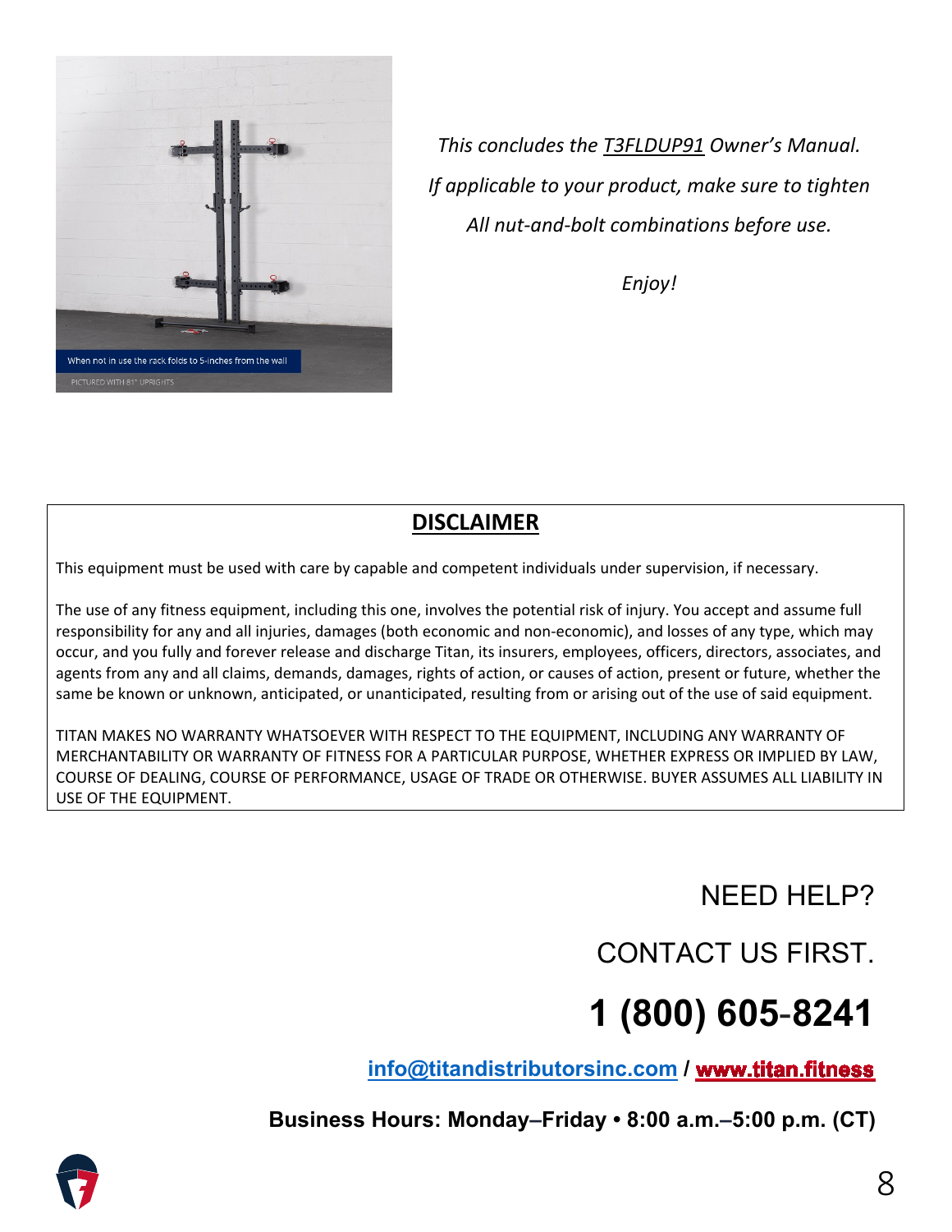*This concludes the T3FLDUP91 Owner's Manual.*

*If applicable to your product, make sure to tighten*

*All nut-and-bolt combinations before use.*

*Enjoy!*

## DISCLAIMER

This equipment must be used with care by capable and competent individuals under supervision, if necessary.

The use of any fitness equipment, including this one, involves the potential risk of injury. You accept and assume full responsibility for any and all injuries, damages (both economic and non-economic), and losses of any type, which may occur, and you fully and forever release and discharge Titan, its insurers, employees, officers, directors, associates, and agents from any and all claims, demands, damages, rights of action, or causes of action, present or future, whether the same be known or unknown, anticipated, or unanticipated, resulting from or arising out of the use of said equipment.

TITAN MAKES NO WARRANTY WHATSOEVER WITH RESPECT TO THE EQUIPMENT, INCLUDING ANY WARRANTY OF MERCHANTABILITY OR WARRANTY OF FITNESS FOR A PARTICULAR PURPOSE, WHETHER EXPRESS OR IMPLIED BY LAW, COURSE OF DEALING, COURSE OF PERFORMANCE, USAGE OF TRADE OR OTHERWISE. BUYER ASSUMES ALL LIABILITY IN USE OF THE EQUIPMENT.

NEED HELP?

CONTACT US FIRST.

**1 (800) 605-8241**

**info@titandistributorsinc.com / www.titan.fitness**

**Business Hours: Monday–Friday • 8:00 a.m.–5:00 p.m. (CT)**